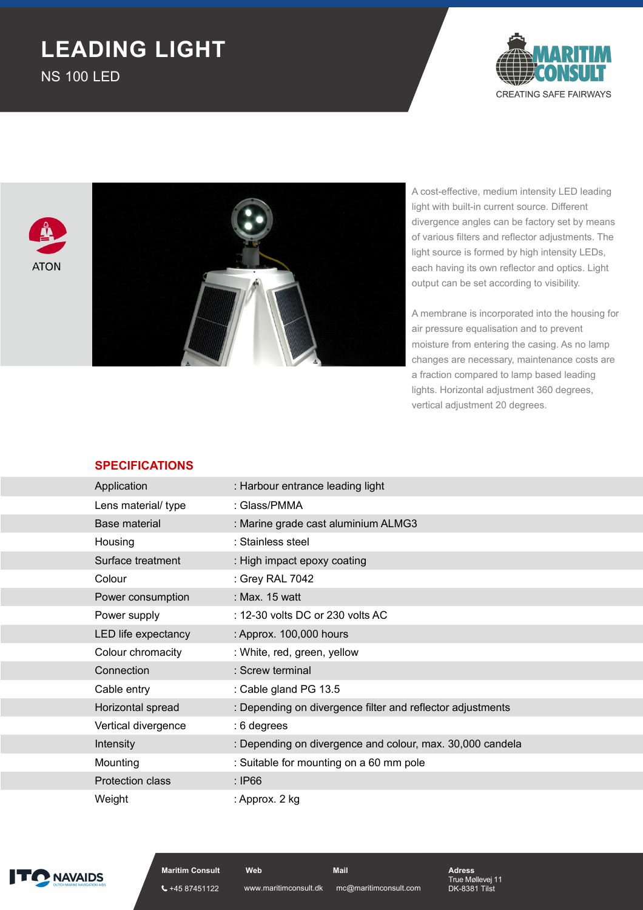# LEADING LIGHT

## NS 100 LED

MARITIM CONSULT
CREATING SAFE FAIRWAYS

ATON

A cost-effective, medium intensity LED leading light with built-in current source. Different divergence angles can be factory set by means of various filters and reflector adjustments. The light source is formed by high intensity LEDs, each having its own reflector and optics. Light output can be set according to visibility.

A membrane is incorporated into the housing for air pressure equalisation and to prevent moisture from entering the casing. As no lamp changes are necessary, maintenance costs are a fraction compared to lamp based leading lights. Horizontal adjustment 360 degrees, vertical adjustment 20 degrees.

## SPECIFICATIONS

| | |
|---|---|
| Application | : Harbour entrance leading light |
| Lens material/ type | : Glass/PMMA |
| Base material | : Marine grade cast aluminium ALMG3 |
| Housing | : Stainless steel |
| Surface treatment | : High impact epoxy coating |
| Colour | : Grey RAL 7042 |
| Power consumption | : Max. 15 watt |
| Power supply | : 12-30 volts DC or 230 volts AC |
| LED life expectancy | : Approx. 100,000 hours |
| Colour chromacity | : White, red, green, yellow |
| Connection | : Screw terminal |
| Cable entry | : Cable gland PG 13.5 |
| Horizontal spread | : Depending on divergence filter and reflector adjustments |
| Vertical divergence | : 6 degrees |
| Intensity | : Depending on divergence and colour, max. 30,000 candela |
| Mounting | : Suitable for mounting on a 60 mm pole |
| Protection class | : IP66 |
| Weight | : Approx. 2 kg |

ITO NAVAIDS
DUTCH MARINE NAVIGATION AIDS

**Maritim Consult**
+45 87451122

**Web**
www.maritimconsult.dk

**Mail**
mc@maritimconsult.com

**Adress**
True Møllevej 11
DK-8381 Tilst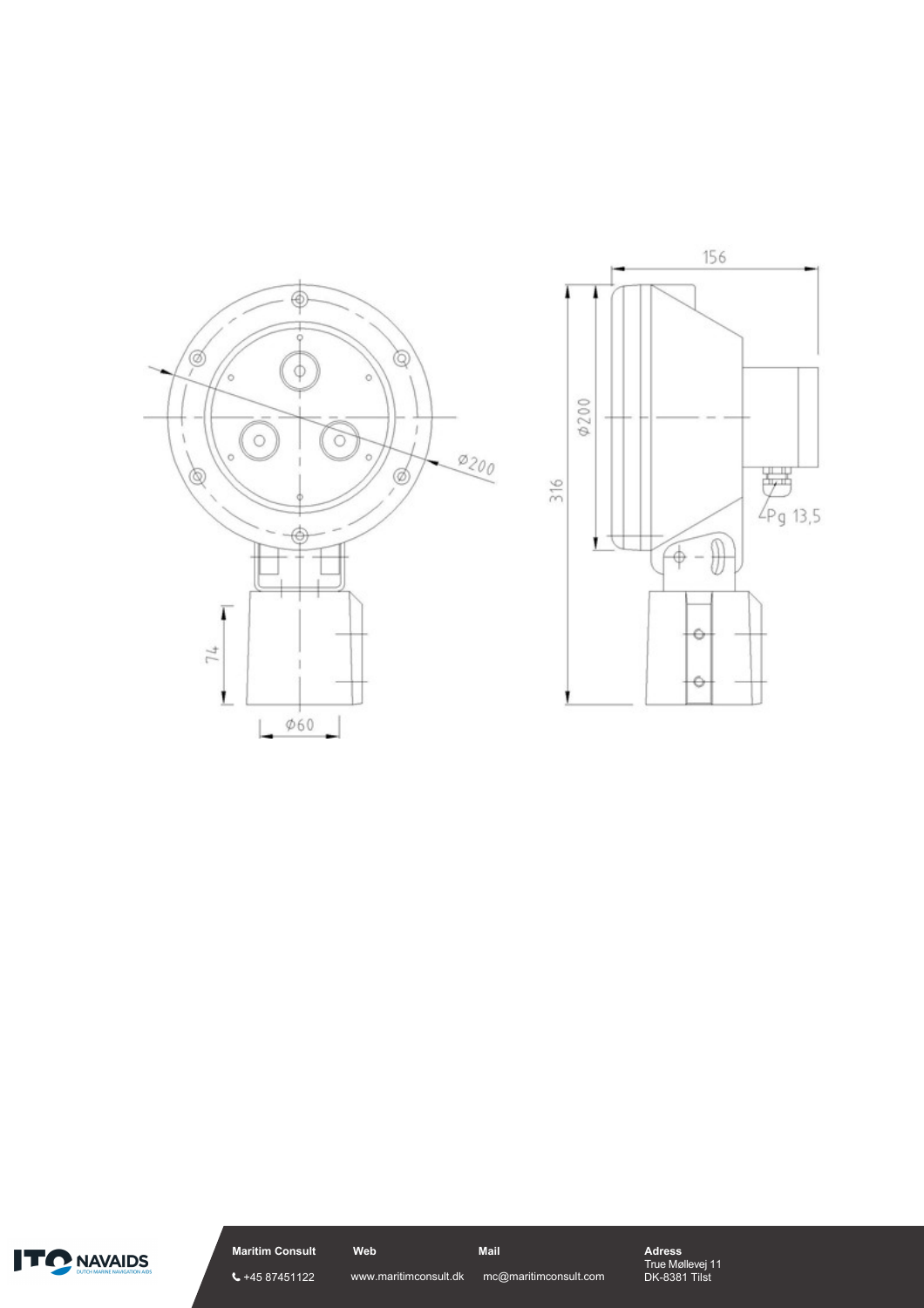156

Ø200

Ø200

316

Pg 13,5

74

Ø60